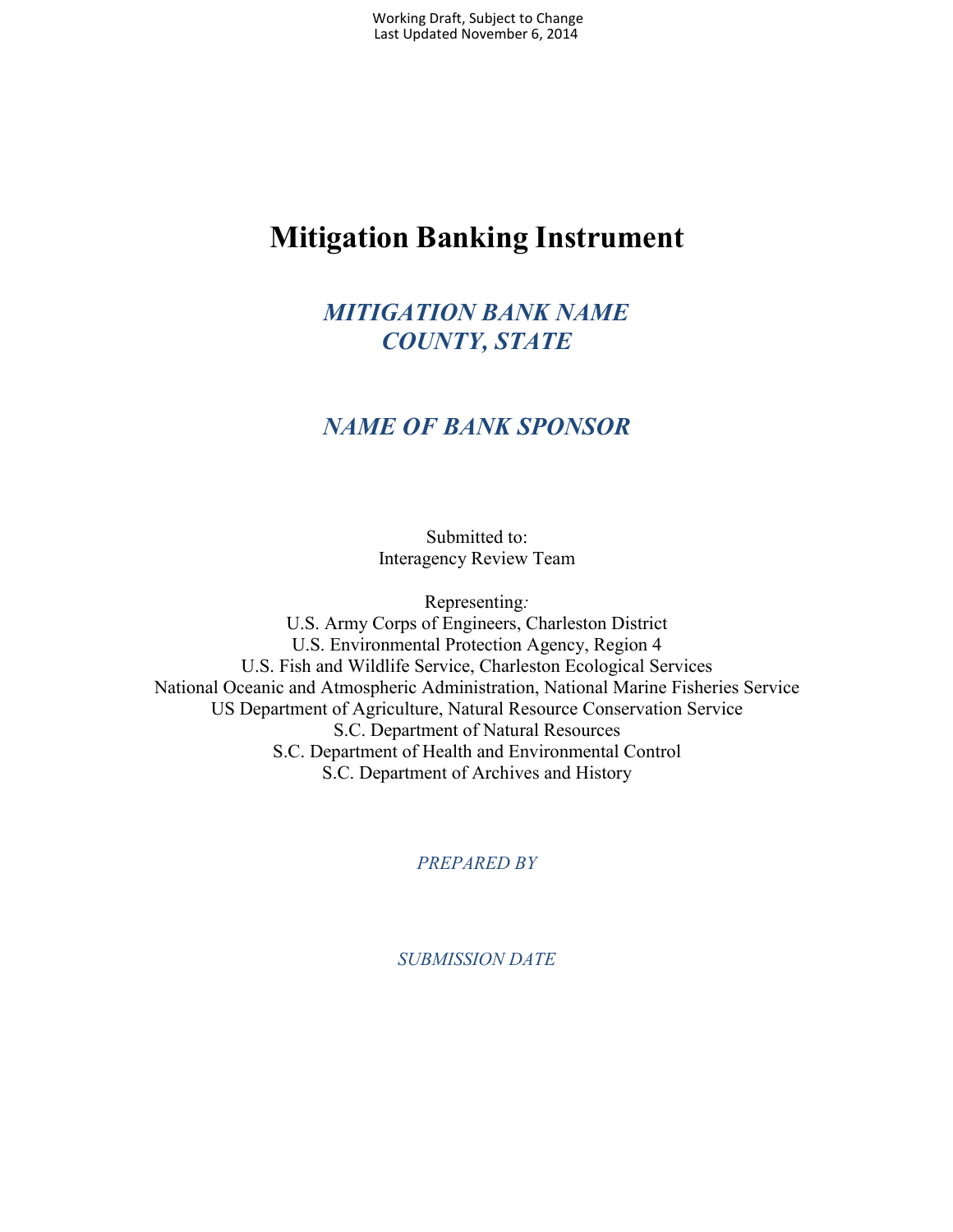Working Draft, Subject to Change
Last Updated November 6, 2014

# Mitigation Banking Instrument

## *MITIGATION BANK NAME*
## *COUNTY, STATE*

## *NAME OF BANK SPONSOR*

Submitted to:
Interagency Review Team

Representing*:*
U.S. Army Corps of Engineers, Charleston District
U.S. Environmental Protection Agency, Region 4
U.S. Fish and Wildlife Service, Charleston Ecological Services
National Oceanic and Atmospheric Administration, National Marine Fisheries Service
US Department of Agriculture, Natural Resource Conservation Service
S.C. Department of Natural Resources
S.C. Department of Health and Environmental Control
S.C. Department of Archives and History

*PREPARED BY*

*SUBMISSION DATE*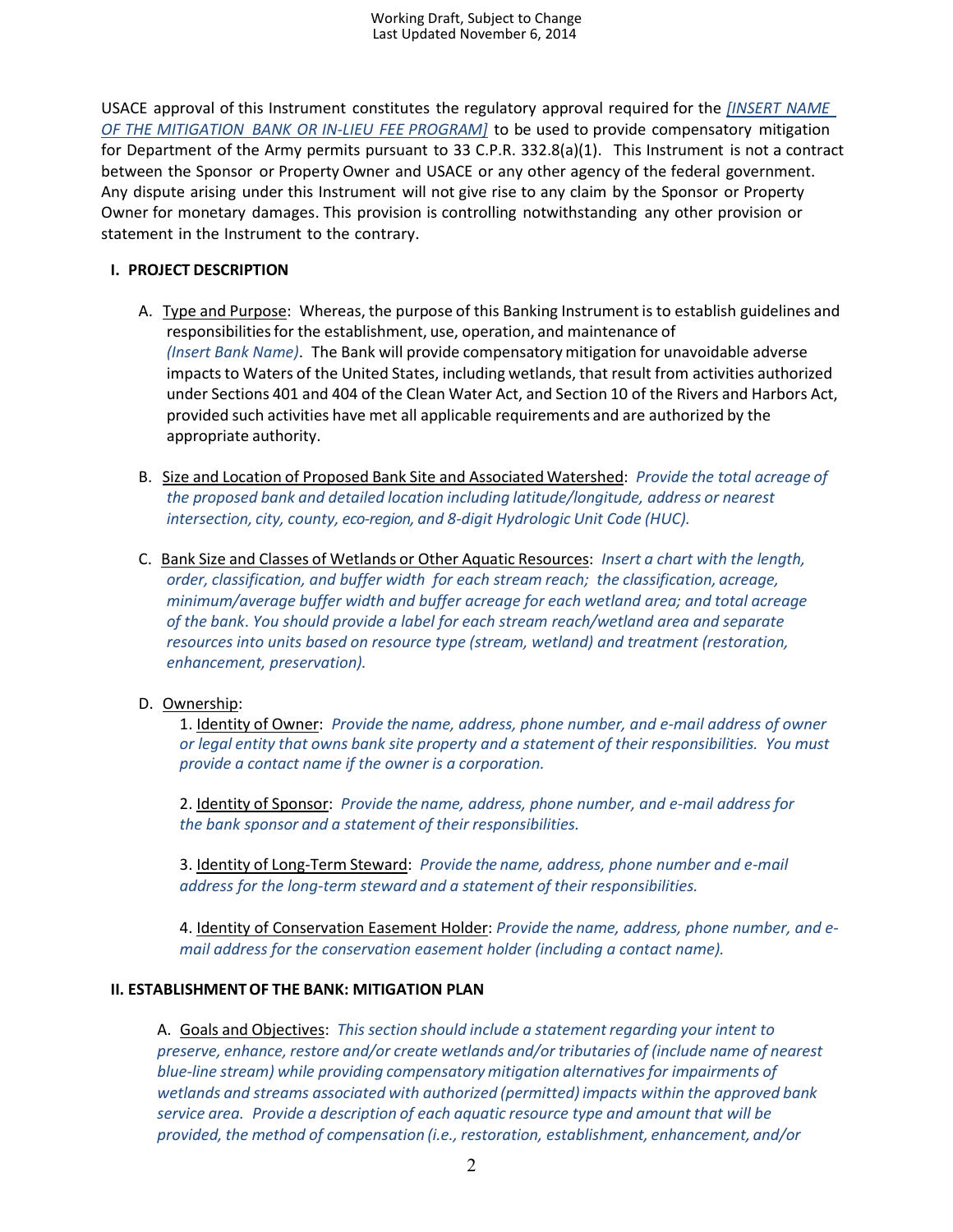USACE approval of this Instrument constitutes the regulatory approval required for the *[INSERT NAME OF THE MITIGATION BANK OR IN-LIEU FEE PROGRAM]* to be used to provide compensatory mitigation for Department of the Army permits pursuant to 33 C.P.R. 332.8(a)(1). This Instrument is not a contract between the Sponsor or Property Owner and USACE or any other agency of the federal government. Any dispute arising under this Instrument will not give rise to any claim by the Sponsor or Property Owner for monetary damages. This provision is controlling notwithstanding any other provision or statement in the Instrument to the contrary.

## I. PROJECT DESCRIPTION

A. Type and Purpose: Whereas, the purpose of this Banking Instrument is to establish guidelines and responsibilities for the establishment, use, operation, and maintenance of *(Insert Bank Name)*. The Bank will provide compensatory mitigation for unavoidable adverse impacts to Waters of the United States, including wetlands, that result from activities authorized under Sections 401 and 404 of the Clean Water Act, and Section 10 of the Rivers and Harbors Act, provided such activities have met all applicable requirements and are authorized by the appropriate authority.

B. Size and Location of Proposed Bank Site and Associated Watershed: *Provide the total acreage of the proposed bank and detailed location including latitude/longitude, address or nearest intersection, city, county, eco-region, and 8-digit Hydrologic Unit Code (HUC).*

C. Bank Size and Classes of Wetlands or Other Aquatic Resources: *Insert a chart with the length, order, classification, and buffer width for each stream reach; the classification, acreage, minimum/average buffer width and buffer acreage for each wetland area; and total acreage of the bank. You should provide a label for each stream reach/wetland area and separate resources into units based on resource type (stream, wetland) and treatment (restoration, enhancement, preservation).*

D. Ownership:

1. Identity of Owner: *Provide the name, address, phone number, and e-mail address of owner or legal entity that owns bank site property and a statement of their responsibilities. You must provide a contact name if the owner is a corporation.*

2. Identity of Sponsor: *Provide the name, address, phone number, and e-mail address for the bank sponsor and a statement of their responsibilities.*

3. Identity of Long-Term Steward: *Provide the name, address, phone number and e-mail address for the long-term steward and a statement of their responsibilities.*

4. Identity of Conservation Easement Holder: *Provide the name, address, phone number, and e-mail address for the conservation easement holder (including a contact name).*

## II. ESTABLISHMENT OF THE BANK: MITIGATION PLAN

A. Goals and Objectives: *This section should include a statement regarding your intent to preserve, enhance, restore and/or create wetlands and/or tributaries of (include name of nearest blue-line stream) while providing compensatory mitigation alternatives for impairments of wetlands and streams associated with authorized (permitted) impacts within the approved bank service area. Provide a description of each aquatic resource type and amount that will be provided, the method of compensation (i.e., restoration, establishment, enhancement, and/or*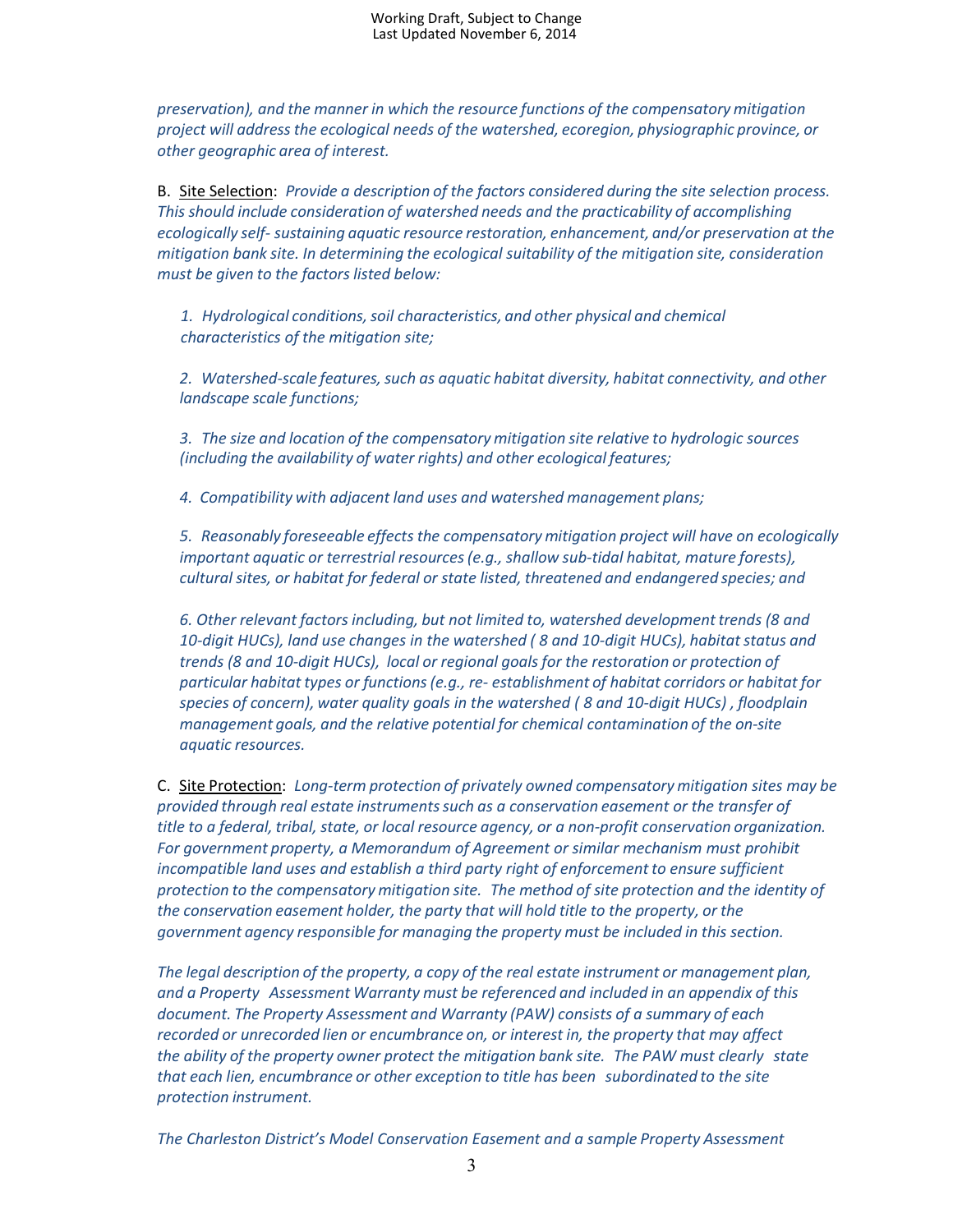*preservation), and the manner in which the resource functions of the compensatory mitigation project will address the ecological needs of the watershed, ecoregion, physiographic province, or other geographic area of interest.*

B. <u>Site Selection</u>: *Provide a description of the factors considered during the site selection process. This should include consideration of watershed needs and the practicability of accomplishing ecologically self- sustaining aquatic resource restoration, enhancement, and/or preservation at the mitigation bank site. In determining the ecological suitability of the mitigation site, consideration must be given to the factors listed below:*

*1. Hydrological conditions, soil characteristics, and other physical and chemical characteristics of the mitigation site;*

*2. Watershed-scale features, such as aquatic habitat diversity, habitat connectivity, and other landscape scale functions;*

*3. The size and location of the compensatory mitigation site relative to hydrologic sources (including the availability of water rights) and other ecological features;*

*4. Compatibility with adjacent land uses and watershed management plans;*

*5. Reasonably foreseeable effects the compensatory mitigation project will have on ecologically important aquatic or terrestrial resources (e.g., shallow sub-tidal habitat, mature forests), cultural sites, or habitat for federal or state listed, threatened and endangered species; and*

*6. Other relevant factors including, but not limited to, watershed development trends (8 and 10-digit HUCs), land use changes in the watershed ( 8 and 10-digit HUCs), habitat status and trends (8 and 10-digit HUCs), local or regional goals for the restoration or protection of particular habitat types or functions (e.g., re- establishment of habitat corridors or habitat for species of concern), water quality goals in the watershed ( 8 and 10-digit HUCs) , floodplain management goals, and the relative potential for chemical contamination of the on-site aquatic resources.*

C. <u>Site Protection</u>: *Long-term protection of privately owned compensatory mitigation sites may be provided through real estate instruments such as a conservation easement or the transfer of title to a federal, tribal, state, or local resource agency, or a non-profit conservation organization. For government property, a Memorandum of Agreement or similar mechanism must prohibit incompatible land uses and establish a third party right of enforcement to ensure sufficient protection to the compensatory mitigation site. The method of site protection and the identity of the conservation easement holder, the party that will hold title to the property, or the government agency responsible for managing the property must be included in this section.*

*The legal description of the property, a copy of the real estate instrument or management plan, and a Property Assessment Warranty must be referenced and included in an appendix of this document. The Property Assessment and Warranty (PAW) consists of a summary of each recorded or unrecorded lien or encumbrance on, or interest in, the property that may affect the ability of the property owner protect the mitigation bank site. The PAW must clearly state that each lien, encumbrance or other exception to title has been subordinated to the site protection instrument.*

*The Charleston District's Model Conservation Easement and a sample Property Assessment*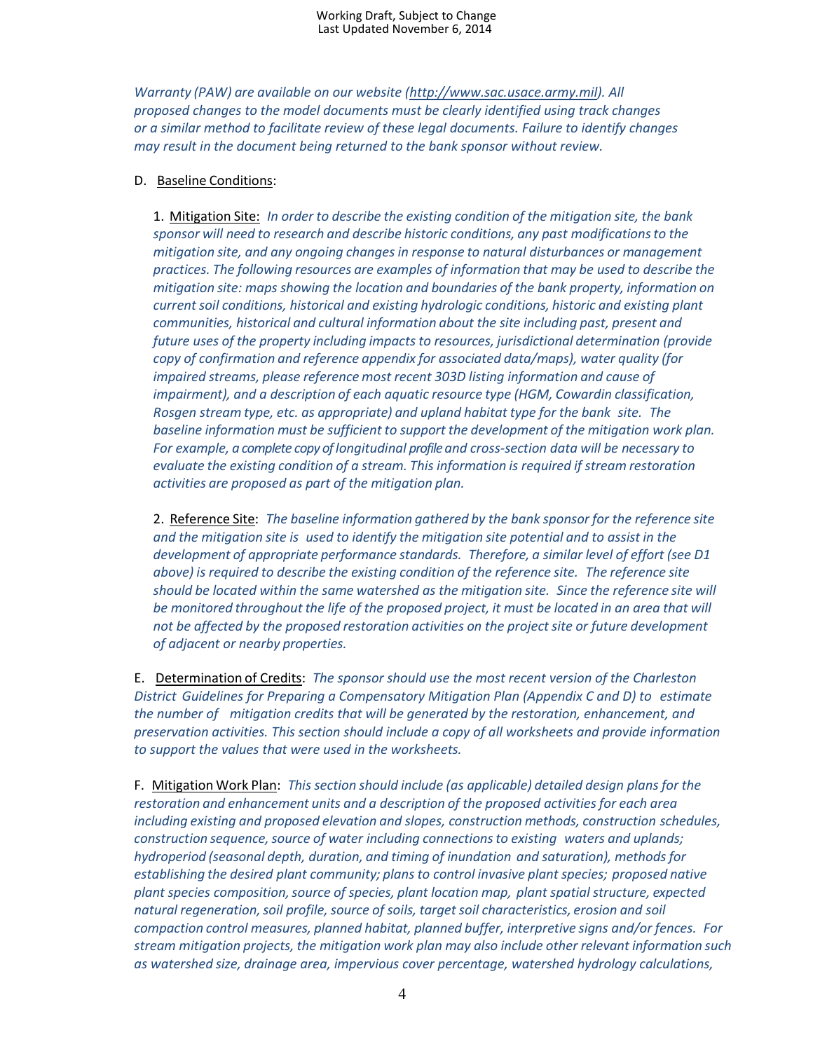*Warranty (PAW) are available on our website (http://www.sac.usace.army.mil). All proposed changes to the model documents must be clearly identified using track changes or a similar method to facilitate review of these legal documents. Failure to identify changes may result in the document being returned to the bank sponsor without review.*

D. Baseline Conditions:

1. Mitigation Site: *In order to describe the existing condition of the mitigation site, the bank sponsor will need to research and describe historic conditions, any past modifications to the mitigation site, and any ongoing changes in response to natural disturbances or management practices. The following resources are examples of information that may be used to describe the mitigation site: maps showing the location and boundaries of the bank property, information on current soil conditions, historical and existing hydrologic conditions, historic and existing plant communities, historical and cultural information about the site including past, present and future uses of the property including impacts to resources, jurisdictional determination (provide copy of confirmation and reference appendix for associated data/maps), water quality (for impaired streams, please reference most recent 303D listing information and cause of impairment), and a description of each aquatic resource type (HGM, Cowardin classification, Rosgen stream type, etc. as appropriate) and upland habitat type for the bank site. The baseline information must be sufficient to support the development of the mitigation work plan. For example, a complete copy of longitudinal profile and cross-section data will be necessary to evaluate the existing condition of a stream. This information is required if stream restoration activities are proposed as part of the mitigation plan.*

2. Reference Site: *The baseline information gathered by the bank sponsor for the reference site and the mitigation site is used to identify the mitigation site potential and to assist in the development of appropriate performance standards. Therefore, a similar level of effort (see D1 above) is required to describe the existing condition of the reference site. The reference site should be located within the same watershed as the mitigation site. Since the reference site will be monitored throughout the life of the proposed project, it must be located in an area that will not be affected by the proposed restoration activities on the project site or future development of adjacent or nearby properties.*

E. Determination of Credits: *The sponsor should use the most recent version of the Charleston District Guidelines for Preparing a Compensatory Mitigation Plan (Appendix C and D) to estimate the number of mitigation credits that will be generated by the restoration, enhancement, and preservation activities. This section should include a copy of all worksheets and provide information to support the values that were used in the worksheets.*

F. Mitigation Work Plan: *This section should include (as applicable) detailed design plans for the restoration and enhancement units and a description of the proposed activities for each area including existing and proposed elevation and slopes, construction methods, construction schedules, construction sequence, source of water including connections to existing waters and uplands; hydroperiod (seasonal depth, duration, and timing of inundation and saturation), methods for establishing the desired plant community; plans to control invasive plant species; proposed native plant species composition, source of species, plant location map, plant spatial structure, expected natural regeneration, soil profile, source of soils, target soil characteristics, erosion and soil compaction control measures, planned habitat, planned buffer, interpretive signs and/or fences. For stream mitigation projects, the mitigation work plan may also include other relevant information such as watershed size, drainage area, impervious cover percentage, watershed hydrology calculations,*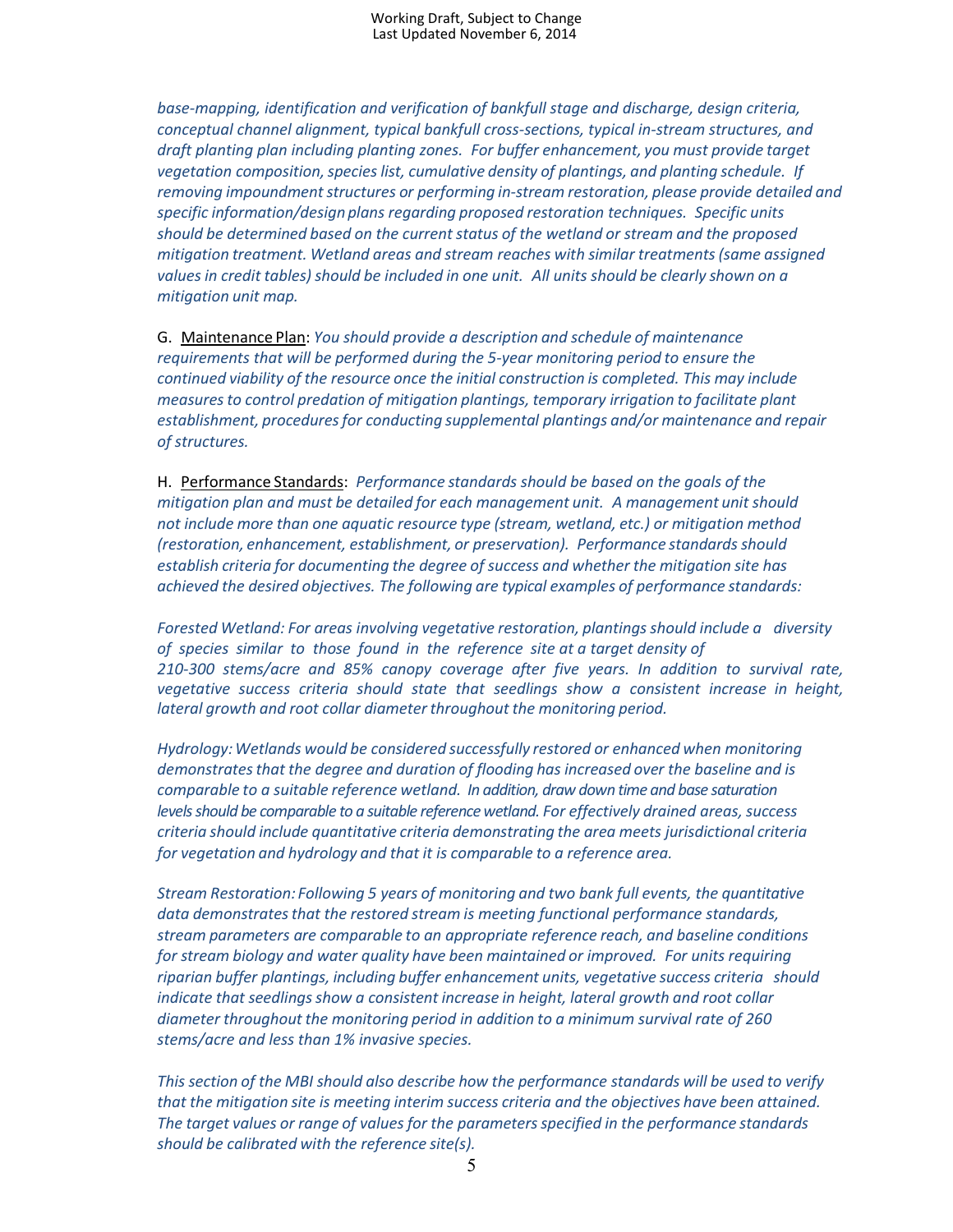*base-mapping, identification and verification of bankfull stage and discharge, design criteria, conceptual channel alignment, typical bankfull cross-sections, typical in-stream structures, and draft planting plan including planting zones. For buffer enhancement, you must provide target vegetation composition, species list, cumulative density of plantings, and planting schedule. If removing impoundment structures or performing in-stream restoration, please provide detailed and specific information/design plans regarding proposed restoration techniques. Specific units should be determined based on the current status of the wetland or stream and the proposed mitigation treatment. Wetland areas and stream reaches with similar treatments (same assigned values in credit tables) should be included in one unit. All units should be clearly shown on a mitigation unit map.*

G. <u>Maintenance Plan</u>: *You should provide a description and schedule of maintenance requirements that will be performed during the 5-year monitoring period to ensure the continued viability of the resource once the initial construction is completed. This may include measures to control predation of mitigation plantings, temporary irrigation to facilitate plant establishment, procedures for conducting supplemental plantings and/or maintenance and repair of structures.*

H. <u>Performance Standards</u>: *Performance standards should be based on the goals of the mitigation plan and must be detailed for each management unit. A management unit should not include more than one aquatic resource type (stream, wetland, etc.) or mitigation method (restoration, enhancement, establishment, or preservation). Performance standards should establish criteria for documenting the degree of success and whether the mitigation site has achieved the desired objectives. The following are typical examples of performance standards:*

*Forested Wetland: For areas involving vegetative restoration, plantings should include a diversity of species similar to those found in the reference site at a target density of 210-300 stems/acre and 85% canopy coverage after five years. In addition to survival rate, vegetative success criteria should state that seedlings show a consistent increase in height, lateral growth and root collar diameter throughout the monitoring period.*

*Hydrology: Wetlands would be considered successfully restored or enhanced when monitoring demonstrates that the degree and duration of flooding has increased over the baseline and is comparable to a suitable reference wetland. In addition, draw down time and base saturation levels should be comparable to a suitable reference wetland. For effectively drained areas, success criteria should include quantitative criteria demonstrating the area meets jurisdictional criteria for vegetation and hydrology and that it is comparable to a reference area.*

*Stream Restoration: Following 5 years of monitoring and two bank full events, the quantitative data demonstrates that the restored stream is meeting functional performance standards, stream parameters are comparable to an appropriate reference reach, and baseline conditions for stream biology and water quality have been maintained or improved. For units requiring riparian buffer plantings, including buffer enhancement units, vegetative success criteria should indicate that seedlings show a consistent increase in height, lateral growth and root collar diameter throughout the monitoring period in addition to a minimum survival rate of 260 stems/acre and less than 1% invasive species.*

*This section of the MBI should also describe how the performance standards will be used to verify that the mitigation site is meeting interim success criteria and the objectives have been attained. The target values or range of values for the parameters specified in the performance standards should be calibrated with the reference site(s).*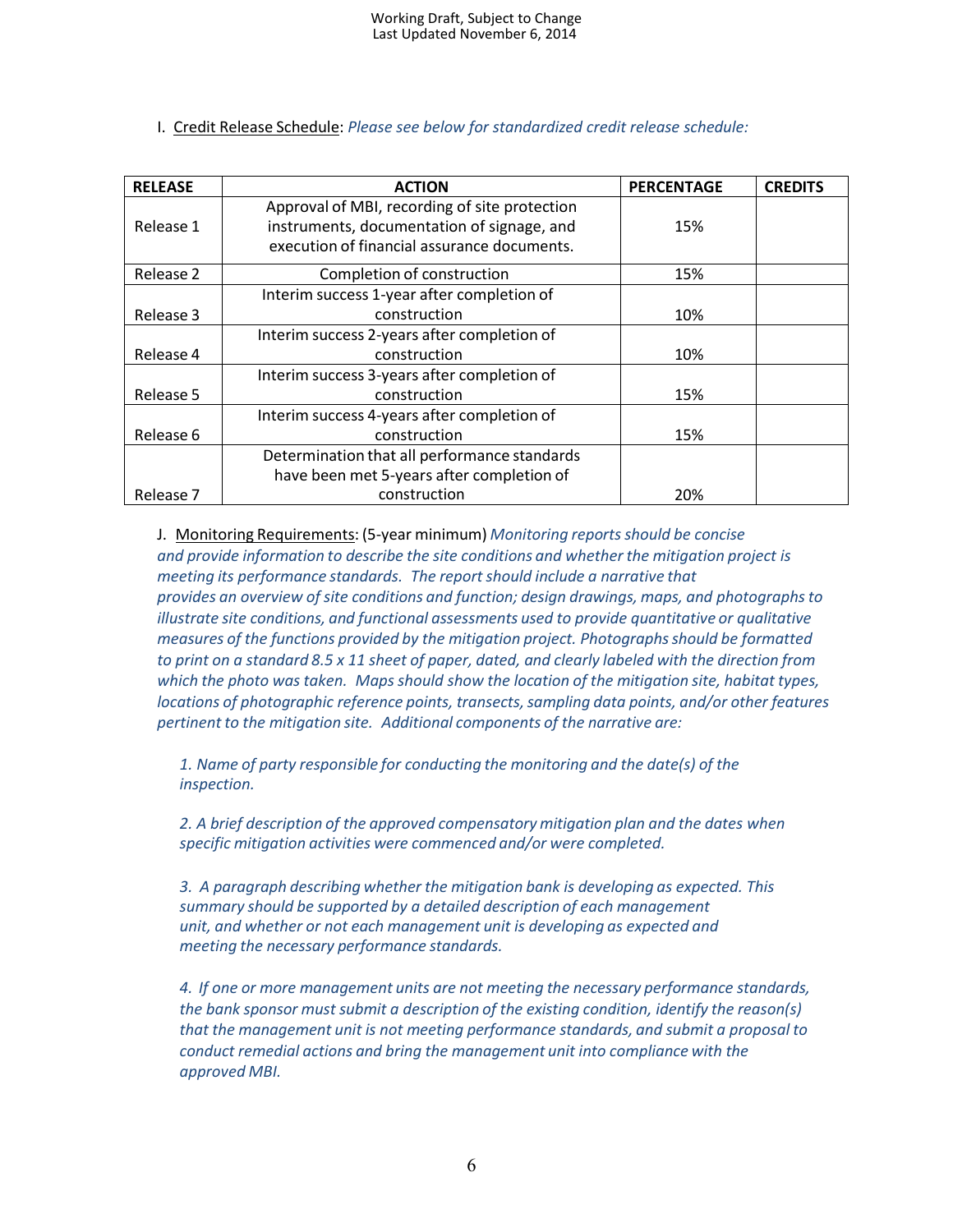I. Credit Release Schedule: *Please see below for standardized credit release schedule:*

| RELEASE | ACTION | PERCENTAGE | CREDITS |
|---|---|---|---|
| Release 1 | Approval of MBI, recording of site protection instruments, documentation of signage, and execution of financial assurance documents. | 15% | |
| Release 2 | Completion of construction | 15% | |
| Release 3 | Interim success 1-year after completion of construction | 10% | |
| Release 4 | Interim success 2-years after completion of construction | 10% | |
| Release 5 | Interim success 3-years after completion of construction | 15% | |
| Release 6 | Interim success 4-years after completion of construction | 15% | |
| Release 7 | Determination that all performance standards have been met 5-years after completion of construction | 20% | |

J. Monitoring Requirements: (5-year minimum) *Monitoring reports should be concise and provide information to describe the site conditions and whether the mitigation project is meeting its performance standards. The report should include a narrative that provides an overview of site conditions and function; design drawings, maps, and photographs to illustrate site conditions, and functional assessments used to provide quantitative or qualitative measures of the functions provided by the mitigation project. Photographs should be formatted to print on a standard 8.5 x 11 sheet of paper, dated, and clearly labeled with the direction from which the photo was taken. Maps should show the location of the mitigation site, habitat types, locations of photographic reference points, transects, sampling data points, and/or other features pertinent to the mitigation site. Additional components of the narrative are:*

*1. Name of party responsible for conducting the monitoring and the date(s) of the inspection.*

*2. A brief description of the approved compensatory mitigation plan and the dates when specific mitigation activities were commenced and/or were completed.*

*3. A paragraph describing whether the mitigation bank is developing as expected. This summary should be supported by a detailed description of each management unit, and whether or not each management unit is developing as expected and meeting the necessary performance standards.*

*4. If one or more management units are not meeting the necessary performance standards, the bank sponsor must submit a description of the existing condition, identify the reason(s) that the management unit is not meeting performance standards, and submit a proposal to conduct remedial actions and bring the management unit into compliance with the approved MBI.*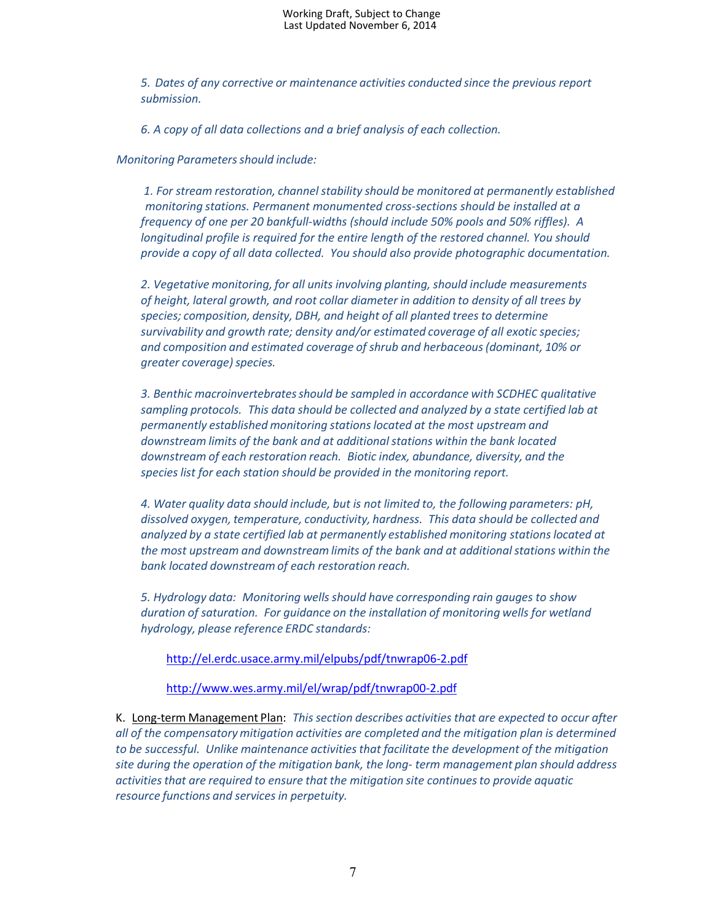*5. Dates of any corrective or maintenance activities conducted since the previous report submission.*

*6. A copy of all data collections and a brief analysis of each collection.*

*Monitoring Parameters should include:*

*1. For stream restoration, channel stability should be monitored at permanently established monitoring stations. Permanent monumented cross-sections should be installed at a frequency of one per 20 bankfull-widths (should include 50% pools and 50% riffles). A longitudinal profile is required for the entire length of the restored channel. You should provide a copy of all data collected. You should also provide photographic documentation.*

*2. Vegetative monitoring, for all units involving planting, should include measurements of height, lateral growth, and root collar diameter in addition to density of all trees by species; composition, density, DBH, and height of all planted trees to determine survivability and growth rate; density and/or estimated coverage of all exotic species; and composition and estimated coverage of shrub and herbaceous (dominant, 10% or greater coverage) species.*

*3. Benthic macroinvertebrates should be sampled in accordance with SCDHEC qualitative sampling protocols. This data should be collected and analyzed by a state certified lab at permanently established monitoring stations located at the most upstream and downstream limits of the bank and at additional stations within the bank located downstream of each restoration reach. Biotic index, abundance, diversity, and the species list for each station should be provided in the monitoring report.*

*4. Water quality data should include, but is not limited to, the following parameters: pH, dissolved oxygen, temperature, conductivity, hardness. This data should be collected and analyzed by a state certified lab at permanently established monitoring stations located at the most upstream and downstream limits of the bank and at additional stations within the bank located downstream of each restoration reach.*

*5. Hydrology data: Monitoring wells should have corresponding rain gauges to show duration of saturation. For guidance on the installation of monitoring wells for wetland hydrology, please reference ERDC standards:*

http://el.erdc.usace.army.mil/elpubs/pdf/tnwrap06-2.pdf

http://www.wes.army.mil/el/wrap/pdf/tnwrap00-2.pdf

K. Long-term Management Plan: *This section describes activities that are expected to occur after all of the compensatory mitigation activities are completed and the mitigation plan is determined to be successful. Unlike maintenance activities that facilitate the development of the mitigation site during the operation of the mitigation bank, the long- term management plan should address activities that are required to ensure that the mitigation site continues to provide aquatic resource functions and services in perpetuity.*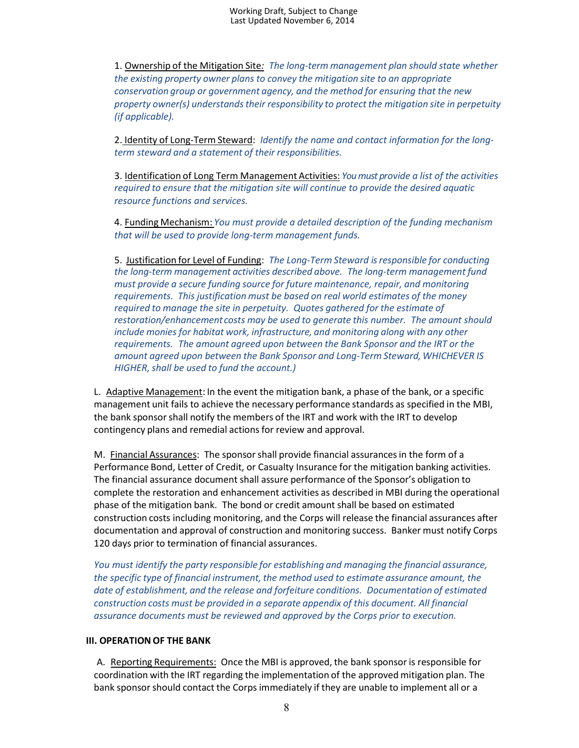1. Ownership of the Mitigation Site*: The long-term management plan should state whether the existing property owner plans to convey the mitigation site to an appropriate conservation group or government agency, and the method for ensuring that the new property owner(s) understands their responsibility to protect the mitigation site in perpetuity (if applicable).*

2. Identity of Long-Term Steward: *Identify the name and contact information for the long-term steward and a statement of their responsibilities.*

3. Identification of Long Term Management Activities: *You must provide a list of the activities required to ensure that the mitigation site will continue to provide the desired aquatic resource functions and services.*

4. Funding Mechanism: *You must provide a detailed description of the funding mechanism that will be used to provide long-term management funds.*

5. Justification for Level of Funding: *The Long-Term Steward is responsible for conducting the long-term management activities described above. The long-term management fund must provide a secure funding source for future maintenance, repair, and monitoring requirements. This justification must be based on real world estimates of the money required to manage the site in perpetuity. Quotes gathered for the estimate of restoration/enhancement costs may be used to generate this number. The amount should include monies for habitat work, infrastructure, and monitoring along with any other requirements. The amount agreed upon between the Bank Sponsor and the IRT or the amount agreed upon between the Bank Sponsor and Long-Term Steward, WHICHEVER IS HIGHER, shall be used to fund the account.)*

L. Adaptive Management: In the event the mitigation bank, a phase of the bank, or a specific management unit fails to achieve the necessary performance standards as specified in the MBI, the bank sponsor shall notify the members of the IRT and work with the IRT to develop contingency plans and remedial actions for review and approval.

M. Financial Assurances: The sponsor shall provide financial assurances in the form of a Performance Bond, Letter of Credit, or Casualty Insurance for the mitigation banking activities. The financial assurance document shall assure performance of the Sponsor's obligation to complete the restoration and enhancement activities as described in MBI during the operational phase of the mitigation bank. The bond or credit amount shall be based on estimated construction costs including monitoring, and the Corps will release the financial assurances after documentation and approval of construction and monitoring success. Banker must notify Corps 120 days prior to termination of financial assurances.

*You must identify the party responsible for establishing and managing the financial assurance, the specific type of financial instrument, the method used to estimate assurance amount, the date of establishment, and the release and forfeiture conditions. Documentation of estimated construction costs must be provided in a separate appendix of this document. All financial assurance documents must be reviewed and approved by the Corps prior to execution.*

## III. OPERATION OF THE BANK

A. Reporting Requirements: Once the MBI is approved, the bank sponsor is responsible for coordination with the IRT regarding the implementation of the approved mitigation plan. The bank sponsor should contact the Corps immediately if they are unable to implement all or a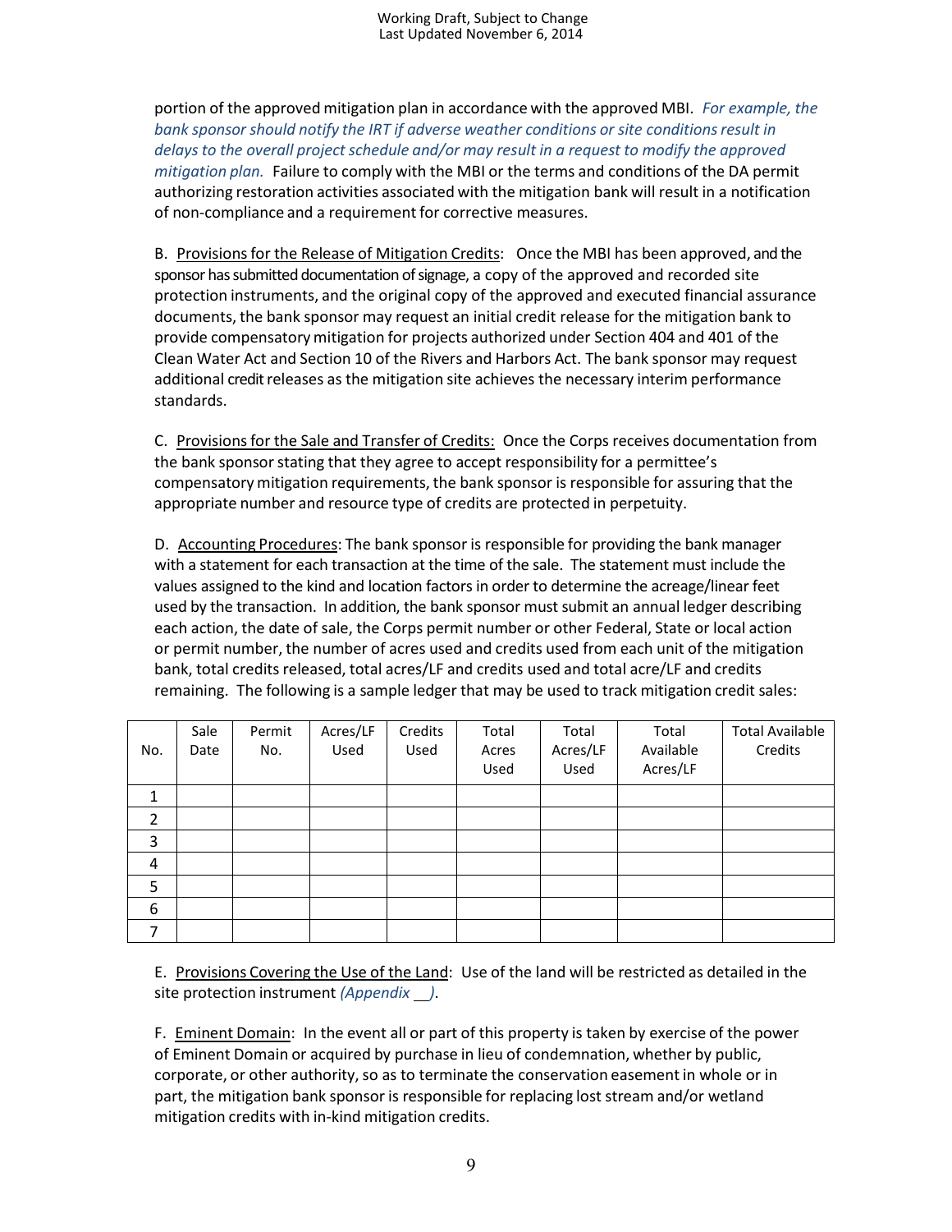portion of the approved mitigation plan in accordance with the approved MBI. *For example, the bank sponsor should notify the IRT if adverse weather conditions or site conditions result in delays to the overall project schedule and/or may result in a request to modify the approved mitigation plan.* Failure to comply with the MBI or the terms and conditions of the DA permit authorizing restoration activities associated with the mitigation bank will result in a notification of non-compliance and a requirement for corrective measures.

B. <u>Provisions for the Release of Mitigation Credits</u>: Once the MBI has been approved, and the sponsor has submitted documentation of signage, a copy of the approved and recorded site protection instruments, and the original copy of the approved and executed financial assurance documents, the bank sponsor may request an initial credit release for the mitigation bank to provide compensatory mitigation for projects authorized under Section 404 and 401 of the Clean Water Act and Section 10 of the Rivers and Harbors Act. The bank sponsor may request additional credit releases as the mitigation site achieves the necessary interim performance standards.

C. <u>Provisions for the Sale and Transfer of Credits:</u> Once the Corps receives documentation from the bank sponsor stating that they agree to accept responsibility for a permittee's compensatory mitigation requirements, the bank sponsor is responsible for assuring that the appropriate number and resource type of credits are protected in perpetuity.

D. <u>Accounting Procedures</u>: The bank sponsor is responsible for providing the bank manager with a statement for each transaction at the time of the sale. The statement must include the values assigned to the kind and location factors in order to determine the acreage/linear feet used by the transaction. In addition, the bank sponsor must submit an annual ledger describing each action, the date of sale, the Corps permit number or other Federal, State or local action or permit number, the number of acres used and credits used from each unit of the mitigation bank, total credits released, total acres/LF and credits used and total acre/LF and credits remaining. The following is a sample ledger that may be used to track mitigation credit sales:

| No. | Sale Date | Permit No. | Acres/LF Used | Credits Used | Total Acres Used | Total Acres/LF Used | Total Available Acres/LF | Total Available Credits |
|---|---|---|---|---|---|---|---|---|
| 1 | | | | | | | | |
| 2 | | | | | | | | |
| 3 | | | | | | | | |
| 4 | | | | | | | | |
| 5 | | | | | | | | |
| 6 | | | | | | | | |
| 7 | | | | | | | | |

E. <u>Provisions Covering the Use of the Land</u>: Use of the land will be restricted as detailed in the site protection instrument *(Appendix __)*.

F. <u>Eminent Domain</u>: In the event all or part of this property is taken by exercise of the power of Eminent Domain or acquired by purchase in lieu of condemnation, whether by public, corporate, or other authority, so as to terminate the conservation easement in whole or in part, the mitigation bank sponsor is responsible for replacing lost stream and/or wetland mitigation credits with in-kind mitigation credits.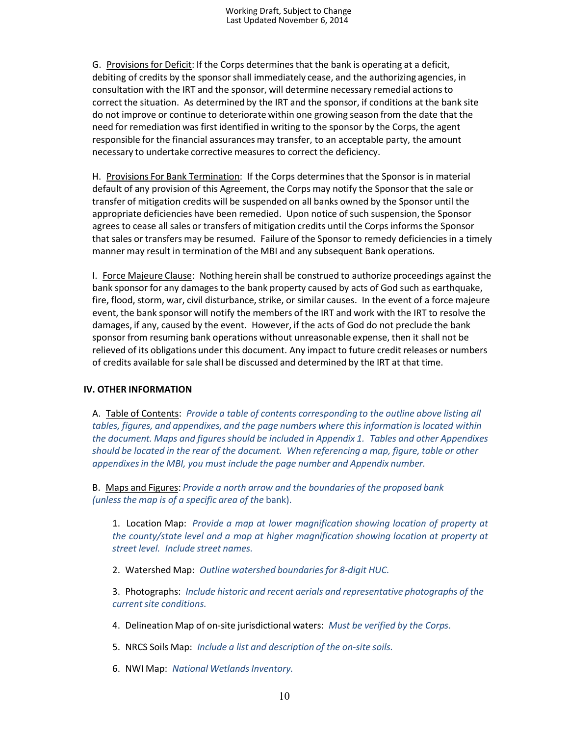G. <u>Provisions for Deficit</u>: If the Corps determines that the bank is operating at a deficit, debiting of credits by the sponsor shall immediately cease, and the authorizing agencies, in consultation with the IRT and the sponsor, will determine necessary remedial actions to correct the situation. As determined by the IRT and the sponsor, if conditions at the bank site do not improve or continue to deteriorate within one growing season from the date that the need for remediation was first identified in writing to the sponsor by the Corps, the agent responsible for the financial assurances may transfer, to an acceptable party, the amount necessary to undertake corrective measures to correct the deficiency.

H. <u>Provisions For Bank Termination</u>: If the Corps determines that the Sponsor is in material default of any provision of this Agreement, the Corps may notify the Sponsor that the sale or transfer of mitigation credits will be suspended on all banks owned by the Sponsor until the appropriate deficiencies have been remedied. Upon notice of such suspension, the Sponsor agrees to cease all sales or transfers of mitigation credits until the Corps informs the Sponsor that sales or transfers may be resumed. Failure of the Sponsor to remedy deficiencies in a timely manner may result in termination of the MBI and any subsequent Bank operations.

I. <u>Force Majeure Clause</u>: Nothing herein shall be construed to authorize proceedings against the bank sponsor for any damages to the bank property caused by acts of God such as earthquake, fire, flood, storm, war, civil disturbance, strike, or similar causes. In the event of a force majeure event, the bank sponsor will notify the members of the IRT and work with the IRT to resolve the damages, if any, caused by the event. However, if the acts of God do not preclude the bank sponsor from resuming bank operations without unreasonable expense, then it shall not be relieved of its obligations under this document. Any impact to future credit releases or numbers of credits available for sale shall be discussed and determined by the IRT at that time.

## IV. OTHER INFORMATION

A. <u>Table of Contents</u>: *Provide a table of contents corresponding to the outline above listing all tables, figures, and appendixes, and the page numbers where this information is located within the document. Maps and figures should be included in Appendix 1. Tables and other Appendixes should be located in the rear of the document. When referencing a map, figure, table or other appendixes in the MBI, you must include the page number and Appendix number.*

B. <u>Maps and Figures</u>: *Provide a north arrow and the boundaries of the proposed bank (unless the map is of a specific area of the* bank).

1. Location Map: *Provide a map at lower magnification showing location of property at the county/state level and a map at higher magnification showing location at property at street level. Include street names.*

2. Watershed Map: *Outline watershed boundaries for 8-digit HUC.*

3. Photographs: *Include historic and recent aerials and representative photographs of the current site conditions.*

4. Delineation Map of on-site jurisdictional waters: *Must be verified by the Corps.*

5. NRCS Soils Map: *Include a list and description of the on-site soils.*

6. NWI Map: *National Wetlands Inventory.*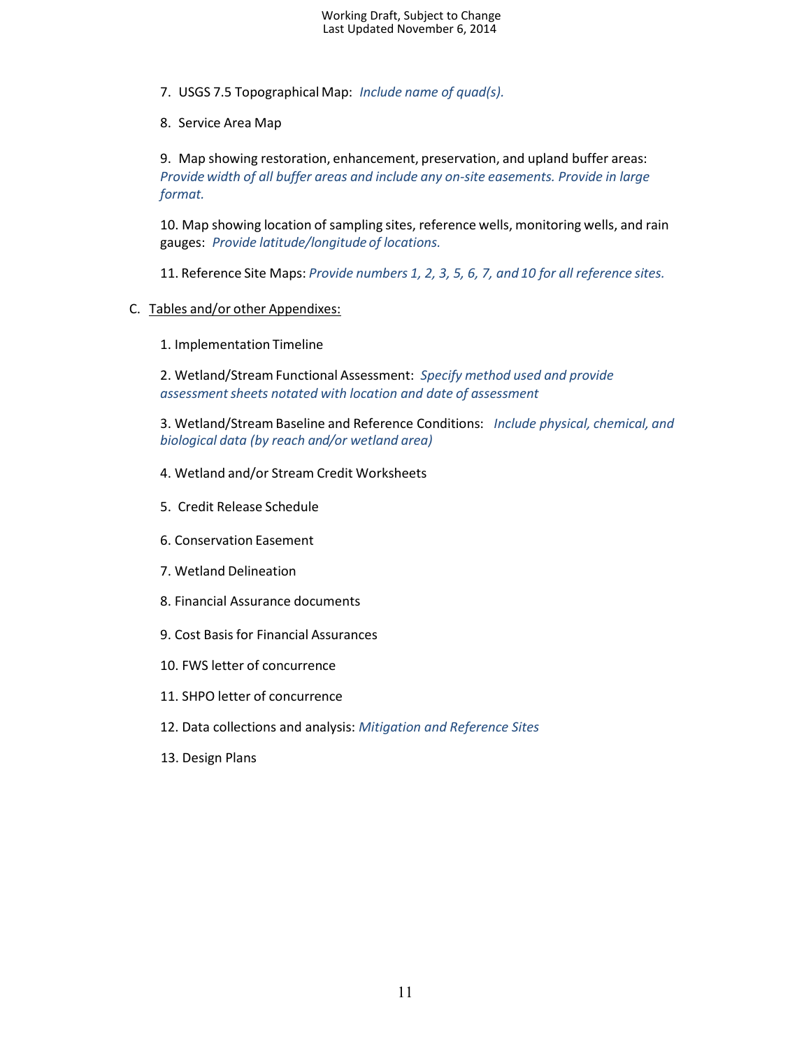7. USGS 7.5 Topographical Map: *Include name of quad(s).*

8. Service Area Map

9. Map showing restoration, enhancement, preservation, and upland buffer areas: *Provide width of all buffer areas and include any on-site easements. Provide in large format.*

10. Map showing location of sampling sites, reference wells, monitoring wells, and rain gauges: *Provide latitude/longitude of locations.*

11. Reference Site Maps: *Provide numbers 1, 2, 3, 5, 6, 7, and 10 for all reference sites.*

C. <u>Tables and/or other Appendixes:</u>

1. Implementation Timeline

2. Wetland/Stream Functional Assessment: *Specify method used and provide assessment sheets notated with location and date of assessment*

3. Wetland/Stream Baseline and Reference Conditions: *Include physical, chemical, and biological data (by reach and/or wetland area)*

4. Wetland and/or Stream Credit Worksheets

5. Credit Release Schedule

6. Conservation Easement

7. Wetland Delineation

8. Financial Assurance documents

9. Cost Basis for Financial Assurances

10. FWS letter of concurrence

11. SHPO letter of concurrence

12. Data collections and analysis: *Mitigation and Reference Sites*

13. Design Plans